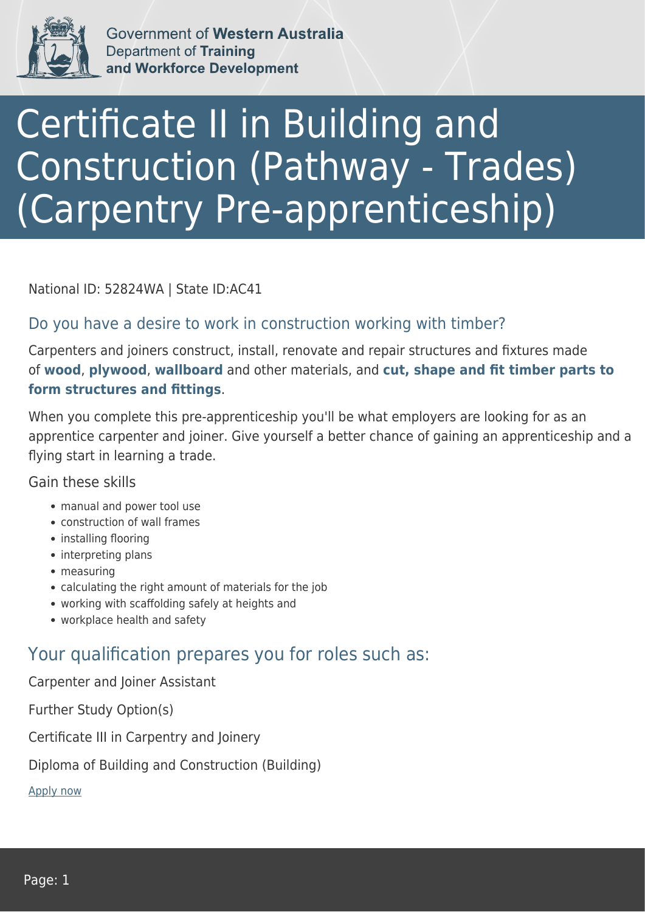Government of **Western Australia**
Department of **Training and Workforce Development**

# Certificate II in Building and Construction (Pathway - Trades) (Carpentry Pre-apprenticeship)

National ID: 52824WA | State ID:AC41

## Do you have a desire to work in construction working with timber?

Carpenters and joiners construct, install, renovate and repair structures and fixtures made of **wood**, **plywood**, **wallboard** and other materials, and **cut, shape and fit timber parts to form structures and fittings**.

When you complete this pre-apprenticeship you'll be what employers are looking for as an apprentice carpenter and joiner. Give yourself a better chance of gaining an apprenticeship and a flying start in learning a trade.

Gain these skills

- manual and power tool use
- construction of wall frames
- installing flooring
- interpreting plans
- measuring
- calculating the right amount of materials for the job
- working with scaffolding safely at heights and
- workplace health and safety

## Your qualification prepares you for roles such as:

Carpenter and Joiner Assistant

Further Study Option(s)

Certificate III in Carpentry and Joinery

Diploma of Building and Construction (Building)

Apply now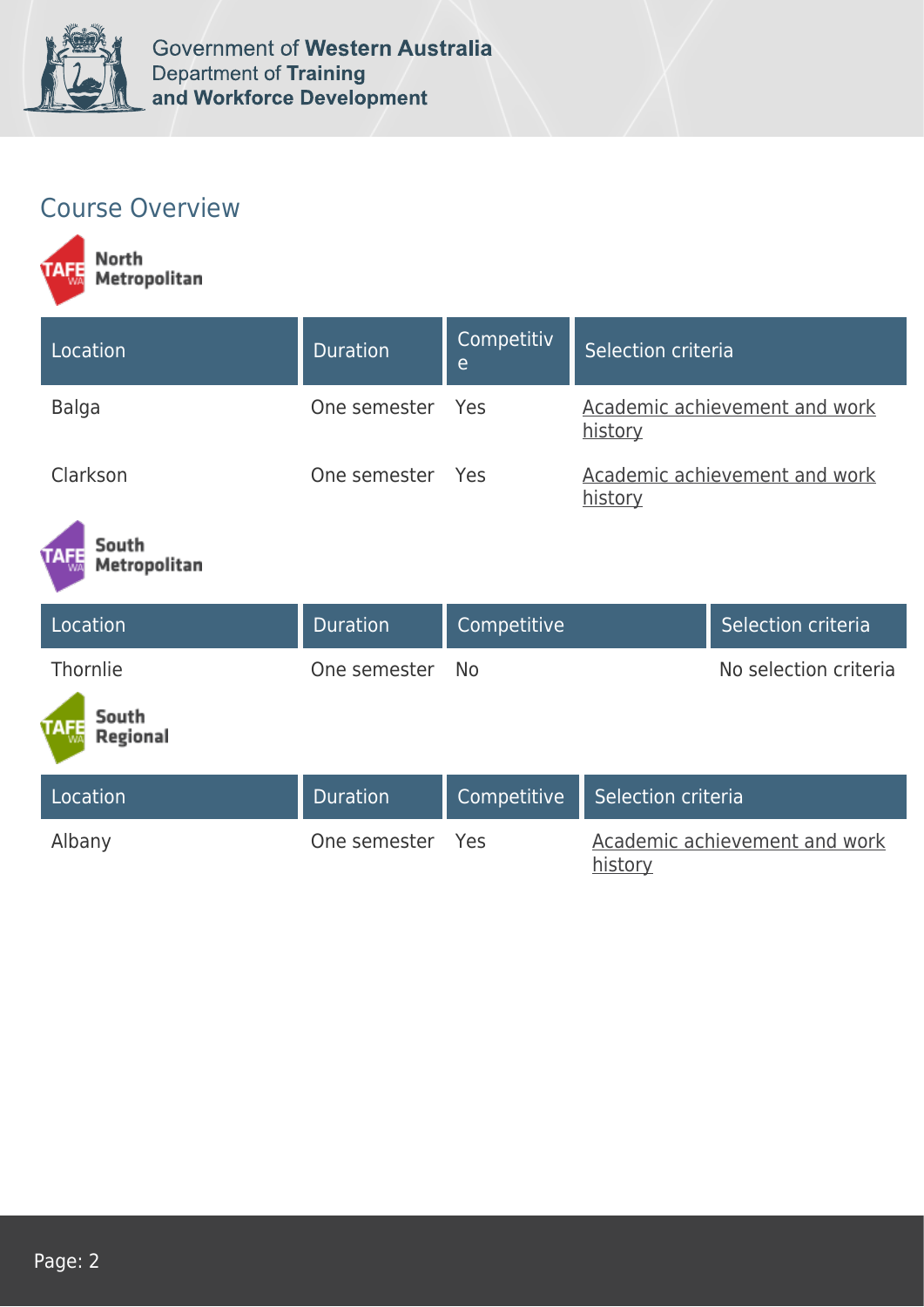## Course Overview

North Metropolitan

| Location | Duration | Competitive | Selection criteria |
| --- | --- | --- | --- |
| Balga | One semester | Yes | Academic achievement and work history |
| Clarkson | One semester | Yes | Academic achievement and work history |

South Metropolitan

| Location | Duration | Competitive | Selection criteria |
| --- | --- | --- | --- |
| Thornlie | One semester | No | No selection criteria |

South Regional

| Location | Duration | Competitive | Selection criteria |
| --- | --- | --- | --- |
| Albany | One semester | Yes | Academic achievement and work history |